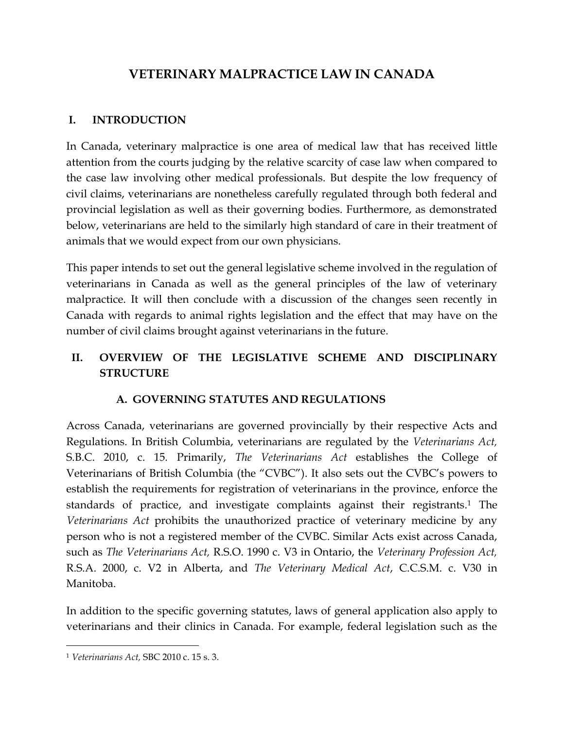# VETERINARY MALPRACTICE LAW IN CANADA

## I. INTRODUCTION

In Canada, veterinary malpractice is one area of medical law that has received little attention from the courts judging by the relative scarcity of case law when compared to the case law involving other medical professionals. But despite the low frequency of civil claims, veterinarians are nonetheless carefully regulated through both federal and provincial legislation as well as their governing bodies. Furthermore, as demonstrated below, veterinarians are held to the similarly high standard of care in their treatment of animals that we would expect from our own physicians.

This paper intends to set out the general legislative scheme involved in the regulation of veterinarians in Canada as well as the general principles of the law of veterinary malpractice. It will then conclude with a discussion of the changes seen recently in Canada with regards to animal rights legislation and the effect that may have on the number of civil claims brought against veterinarians in the future.

## II. OVERVIEW OF THE LEGISLATIVE SCHEME AND DISCIPLINARY STRUCTURE

### A. GOVERNING STATUTES AND REGULATIONS

Across Canada, veterinarians are governed provincially by their respective Acts and Regulations. In British Columbia, veterinarians are regulated by the *Veterinarians Act,* S.B.C. 2010, c. 15. Primarily, *The Veterinarians Act* establishes the College of Veterinarians of British Columbia (the "CVBC"). It also sets out the CVBC's powers to establish the requirements for registration of veterinarians in the province, enforce the standards of practice, and investigate complaints against their registrants.[1] The *Veterinarians Act* prohibits the unauthorized practice of veterinary medicine by any person who is not a registered member of the CVBC. Similar Acts exist across Canada, such as *The Veterinarians Act,* R.S.O. 1990 c. V3 in Ontario, the *Veterinary Profession Act,* R.S.A. 2000, c. V2 in Alberta, and *The Veterinary Medical Act*, C.C.S.M. c. V30 in Manitoba.

In addition to the specific governing statutes, laws of general application also apply to veterinarians and their clinics in Canada. For example, federal legislation such as the

---

[1] *Veterinarians Act,* SBC 2010 c. 15 s. 3.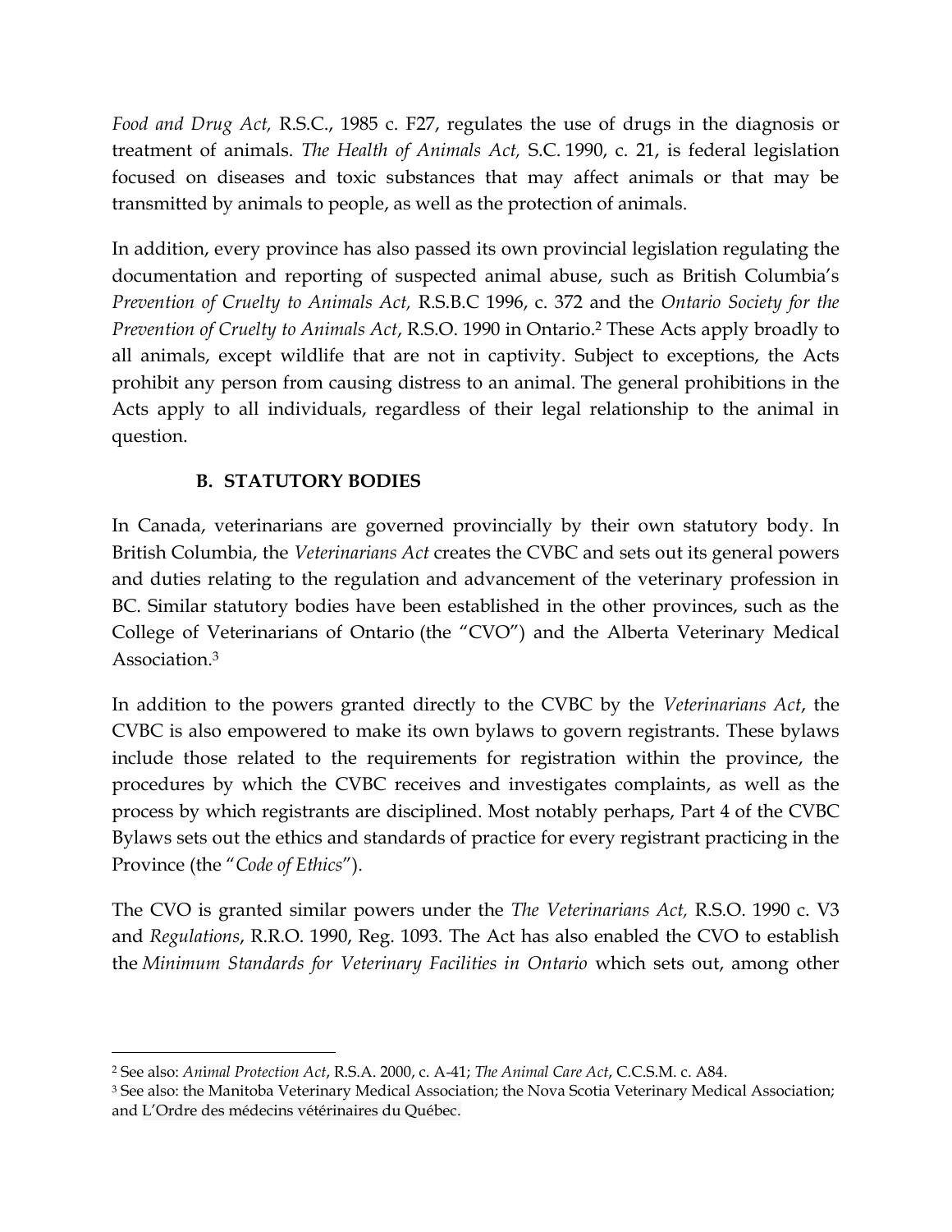*Food and Drug Act,* R.S.C., 1985 c. F27, regulates the use of drugs in the diagnosis or treatment of animals. *The Health of Animals Act,* S.C. 1990, c. 21, is federal legislation focused on diseases and toxic substances that may affect animals or that may be transmitted by animals to people, as well as the protection of animals.

In addition, every province has also passed its own provincial legislation regulating the documentation and reporting of suspected animal abuse, such as British Columbia's *Prevention of Cruelty to Animals Act,* R.S.B.C 1996, c. 372 and the *Ontario Society for the Prevention of Cruelty to Animals Act*, R.S.O. 1990 in Ontario.[2] These Acts apply broadly to all animals, except wildlife that are not in captivity. Subject to exceptions, the Acts prohibit any person from causing distress to an animal. The general prohibitions in the Acts apply to all individuals, regardless of their legal relationship to the animal in question.

### B. STATUTORY BODIES

In Canada, veterinarians are governed provincially by their own statutory body. In British Columbia, the *Veterinarians Act* creates the CVBC and sets out its general powers and duties relating to the regulation and advancement of the veterinary profession in BC. Similar statutory bodies have been established in the other provinces, such as the College of Veterinarians of Ontario (the "CVO") and the Alberta Veterinary Medical Association.[3]

In addition to the powers granted directly to the CVBC by the *Veterinarians Act*, the CVBC is also empowered to make its own bylaws to govern registrants. These bylaws include those related to the requirements for registration within the province, the procedures by which the CVBC receives and investigates complaints, as well as the process by which registrants are disciplined. Most notably perhaps, Part 4 of the CVBC Bylaws sets out the ethics and standards of practice for every registrant practicing in the Province (the "*Code of Ethics*").

The CVO is granted similar powers under the *The Veterinarians Act,* R.S.O. 1990 c. V3 and *Regulations*, R.R.O. 1990, Reg. 1093. The Act has also enabled the CVO to establish the *Minimum Standards for Veterinary Facilities in Ontario* which sets out, among other

---

[2] See also: *Animal Protection Act*, R.S.A. 2000, c. A-41; *The Animal Care Act*, C.C.S.M. c. A84.

[3] See also: the Manitoba Veterinary Medical Association; the Nova Scotia Veterinary Medical Association; and L'Ordre des médecins vétérinaires du Québec.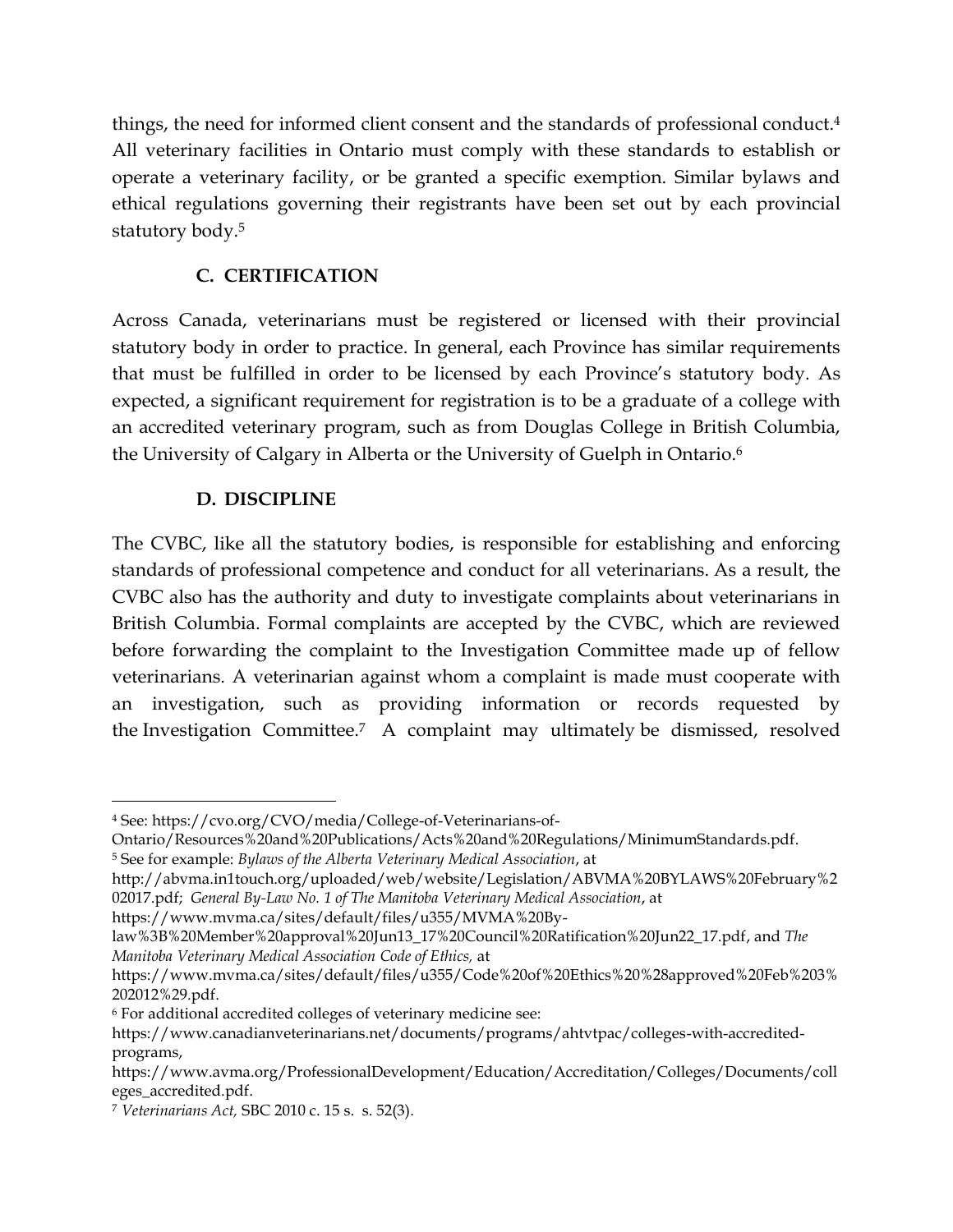things, the need for informed client consent and the standards of professional conduct.[4] All veterinary facilities in Ontario must comply with these standards to establish or operate a veterinary facility, or be granted a specific exemption. Similar bylaws and ethical regulations governing their registrants have been set out by each provincial statutory body.[5]

### C. CERTIFICATION

Across Canada, veterinarians must be registered or licensed with their provincial statutory body in order to practice. In general, each Province has similar requirements that must be fulfilled in order to be licensed by each Province's statutory body. As expected, a significant requirement for registration is to be a graduate of a college with an accredited veterinary program, such as from Douglas College in British Columbia, the University of Calgary in Alberta or the University of Guelph in Ontario.[6]

### D. DISCIPLINE

The CVBC, like all the statutory bodies, is responsible for establishing and enforcing standards of professional competence and conduct for all veterinarians. As a result, the CVBC also has the authority and duty to investigate complaints about veterinarians in British Columbia. Formal complaints are accepted by the CVBC, which are reviewed before forwarding the complaint to the Investigation Committee made up of fellow veterinarians. A veterinarian against whom a complaint is made must cooperate with an investigation, such as providing information or records requested by the Investigation Committee.[7] A complaint may ultimately be dismissed, resolved

---

[4] See: https://cvo.org/CVO/media/College-of-Veterinarians-of-Ontario/Resources%20and%20Publications/Acts%20and%20Regulations/MinimumStandards.pdf.

[5] See for example: *Bylaws of the Alberta Veterinary Medical Association*, at http://abvma.in1touch.org/uploaded/web/website/Legislation/ABVMA%20BYLAWS%20February%202017.pdf; *General By-Law No. 1 of The Manitoba Veterinary Medical Association*, at https://www.mvma.ca/sites/default/files/u355/MVMA%20By-law%3B%20Member%20approval%20Jun13_17%20Council%20Ratification%20Jun22_17.pdf, and *The Manitoba Veterinary Medical Association Code of Ethics,* at https://www.mvma.ca/sites/default/files/u355/Code%20of%20Ethics%20%28approved%20Feb%203%202012%29.pdf.

[6] For additional accredited colleges of veterinary medicine see: https://www.canadianveterinarians.net/documents/programs/ahtvtpac/colleges-with-accredited-programs, https://www.avma.org/ProfessionalDevelopment/Education/Accreditation/Colleges/Documents/colleges_accredited.pdf.

[7] *Veterinarians Act,* SBC 2010 c. 15 s. s. 52(3).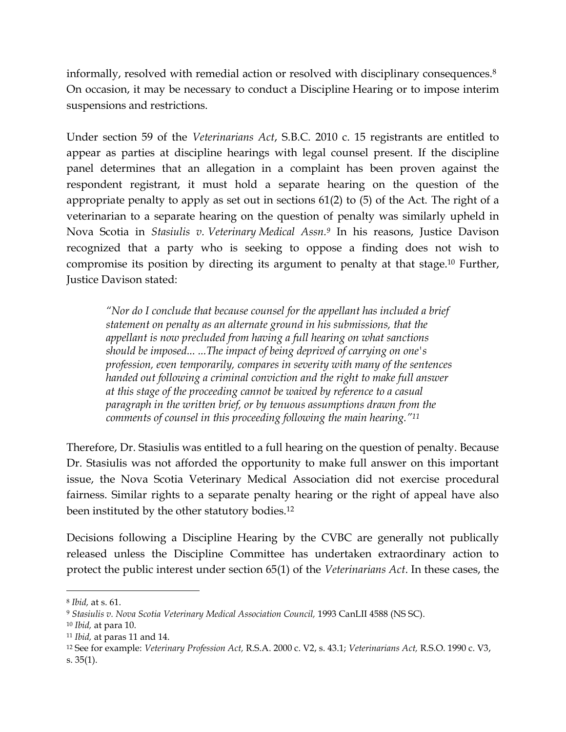informally, resolved with remedial action or resolved with disciplinary consequences.[8] On occasion, it may be necessary to conduct a Discipline Hearing or to impose interim suspensions and restrictions.

Under section 59 of the *Veterinarians Act*, S.B.C. 2010 c. 15 registrants are entitled to appear as parties at discipline hearings with legal counsel present. If the discipline panel determines that an allegation in a complaint has been proven against the respondent registrant, it must hold a separate hearing on the question of the appropriate penalty to apply as set out in sections 61(2) to (5) of the Act. The right of a veterinarian to a separate hearing on the question of penalty was similarly upheld in Nova Scotia in *Stasiulis v. Veterinary Medical Assn.*[9] In his reasons, Justice Davison recognized that a party who is seeking to oppose a finding does not wish to compromise its position by directing its argument to penalty at that stage.[10] Further, Justice Davison stated:

> *"Nor do I conclude that because counsel for the appellant has included a brief statement on penalty as an alternate ground in his submissions, that the appellant is now precluded from having a full hearing on what sanctions should be imposed... ...The impact of being deprived of carrying on one's profession, even temporarily, compares in severity with many of the sentences handed out following a criminal conviction and the right to make full answer at this stage of the proceeding cannot be waived by reference to a casual paragraph in the written brief, or by tenuous assumptions drawn from the comments of counsel in this proceeding following the main hearing."*[11]

Therefore, Dr. Stasiulis was entitled to a full hearing on the question of penalty. Because Dr. Stasiulis was not afforded the opportunity to make full answer on this important issue, the Nova Scotia Veterinary Medical Association did not exercise procedural fairness. Similar rights to a separate penalty hearing or the right of appeal have also been instituted by the other statutory bodies.[12]

Decisions following a Discipline Hearing by the CVBC are generally not publically released unless the Discipline Committee has undertaken extraordinary action to protect the public interest under section 65(1) of the *Veterinarians Act*. In these cases, the

---

[8] *Ibid,* at s. 61.

[9] *Stasiulis v. Nova Scotia Veterinary Medical Association Council,* 1993 CanLII 4588 (NS SC).

[10] *Ibid,* at para 10.

[11] *Ibid,* at paras 11 and 14.

[12] See for example: *Veterinary Profession Act,* R.S.A. 2000 c. V2, s. 43.1; *Veterinarians Act,* R.S.O. 1990 c. V3, s. 35(1).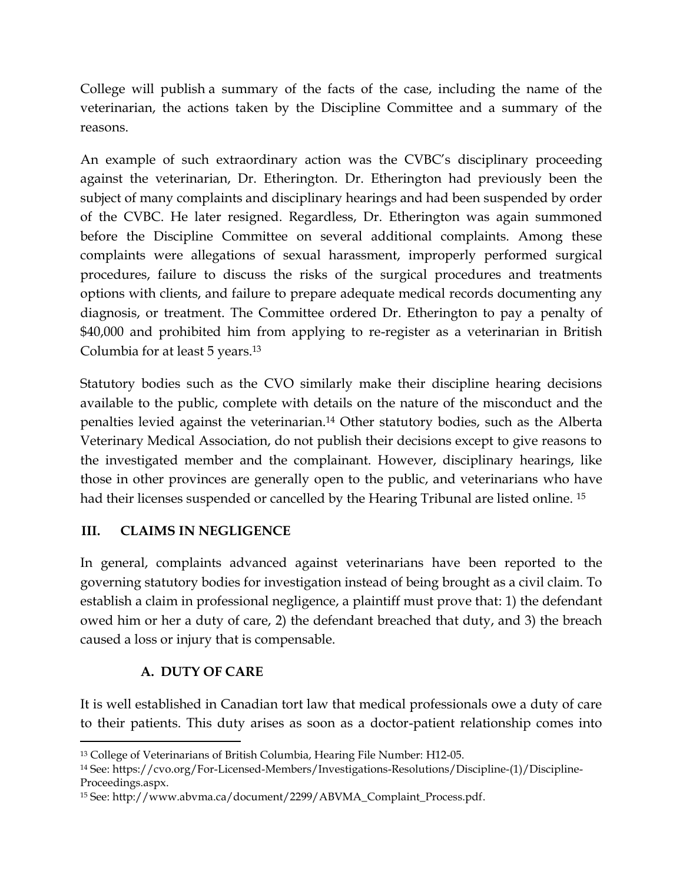College will publish a summary of the facts of the case, including the name of the veterinarian, the actions taken by the Discipline Committee and a summary of the reasons.

An example of such extraordinary action was the CVBC's disciplinary proceeding against the veterinarian, Dr. Etherington. Dr. Etherington had previously been the subject of many complaints and disciplinary hearings and had been suspended by order of the CVBC. He later resigned. Regardless, Dr. Etherington was again summoned before the Discipline Committee on several additional complaints. Among these complaints were allegations of sexual harassment, improperly performed surgical procedures, failure to discuss the risks of the surgical procedures and treatments options with clients, and failure to prepare adequate medical records documenting any diagnosis, or treatment. The Committee ordered Dr. Etherington to pay a penalty of $40,000 and prohibited him from applying to re-register as a veterinarian in British Columbia for at least 5 years.[13]

Statutory bodies such as the CVO similarly make their discipline hearing decisions available to the public, complete with details on the nature of the misconduct and the penalties levied against the veterinarian.[14] Other statutory bodies, such as the Alberta Veterinary Medical Association, do not publish their decisions except to give reasons to the investigated member and the complainant. However, disciplinary hearings, like those in other provinces are generally open to the public, and veterinarians who have had their licenses suspended or cancelled by the Hearing Tribunal are listed online. [15]

## III. CLAIMS IN NEGLIGENCE

In general, complaints advanced against veterinarians have been reported to the governing statutory bodies for investigation instead of being brought as a civil claim. To establish a claim in professional negligence, a plaintiff must prove that: 1) the defendant owed him or her a duty of care, 2) the defendant breached that duty, and 3) the breach caused a loss or injury that is compensable.

### A. DUTY OF CARE

It is well established in Canadian tort law that medical professionals owe a duty of care to their patients. This duty arises as soon as a doctor-patient relationship comes into

---

[13] College of Veterinarians of British Columbia, Hearing File Number: H12-05.

[14] See: https://cvo.org/For-Licensed-Members/Investigations-Resolutions/Discipline-(1)/Discipline-Proceedings.aspx.

[15] See: http://www.abvma.ca/document/2299/ABVMA_Complaint_Process.pdf.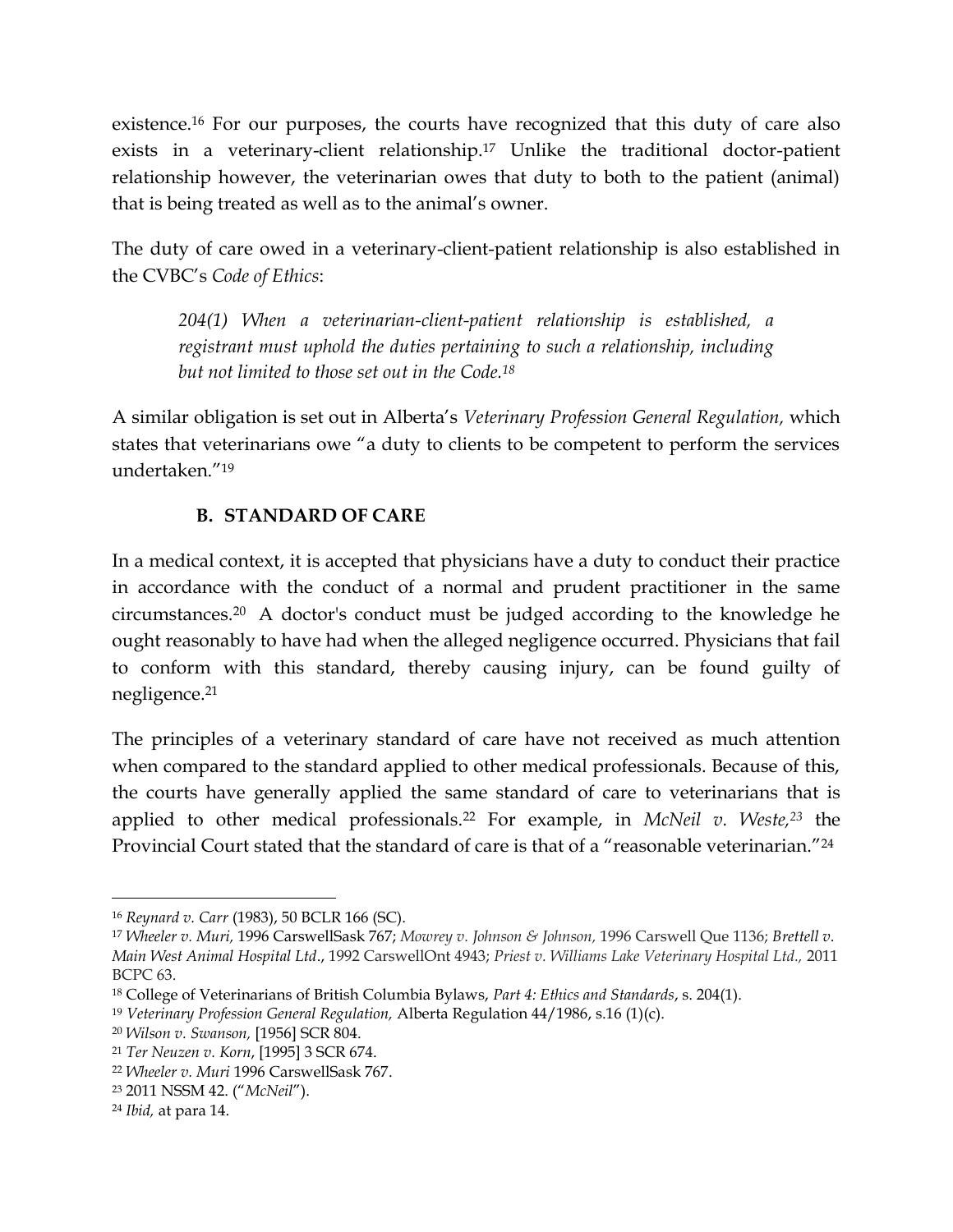existence.[16] For our purposes, the courts have recognized that this duty of care also exists in a veterinary-client relationship.[17] Unlike the traditional doctor-patient relationship however, the veterinarian owes that duty to both to the patient (animal) that is being treated as well as to the animal's owner.

The duty of care owed in a veterinary-client-patient relationship is also established in the CVBC's *Code of Ethics*:

> *204(1) When a veterinarian-client-patient relationship is established, a registrant must uphold the duties pertaining to such a relationship, including but not limited to those set out in the Code.*[18]

A similar obligation is set out in Alberta's *Veterinary Profession General Regulation,* which states that veterinarians owe "a duty to clients to be competent to perform the services undertaken."[19]

### B. STANDARD OF CARE

In a medical context, it is accepted that physicians have a duty to conduct their practice in accordance with the conduct of a normal and prudent practitioner in the same circumstances.[20] A doctor's conduct must be judged according to the knowledge he ought reasonably to have had when the alleged negligence occurred. Physicians that fail to conform with this standard, thereby causing injury, can be found guilty of negligence.[21]

The principles of a veterinary standard of care have not received as much attention when compared to the standard applied to other medical professionals. Because of this, the courts have generally applied the same standard of care to veterinarians that is applied to other medical professionals.[22] For example, in *McNeil v. Weste,*[23] the Provincial Court stated that the standard of care is that of a "reasonable veterinarian."[24]

---

[16] *Reynard v. Carr* (1983), 50 BCLR 166 (SC).

[17] *Wheeler v. Muri,* 1996 CarswellSask 767; *Mowrey v. Johnson & Johnson,* 1996 Carswell Que 1136; *Brettell v. Main West Animal Hospital Ltd*., 1992 CarswellOnt 4943; *Priest v. Williams Lake Veterinary Hospital Ltd.,* 2011 BCPC 63.

[18] College of Veterinarians of British Columbia Bylaws, *Part 4: Ethics and Standards*, s. 204(1).

[19] *Veterinary Profession General Regulation,* Alberta Regulation 44/1986, s.16 (1)(c).

[20] *Wilson v. Swanson,* [1956] SCR 804.

[21] *Ter Neuzen v. Korn*, [1995] 3 SCR 674.

[22] *Wheeler v. Muri* 1996 CarswellSask 767.

[23] 2011 NSSM 42. ("*McNeil*").

[24] *Ibid,* at para 14.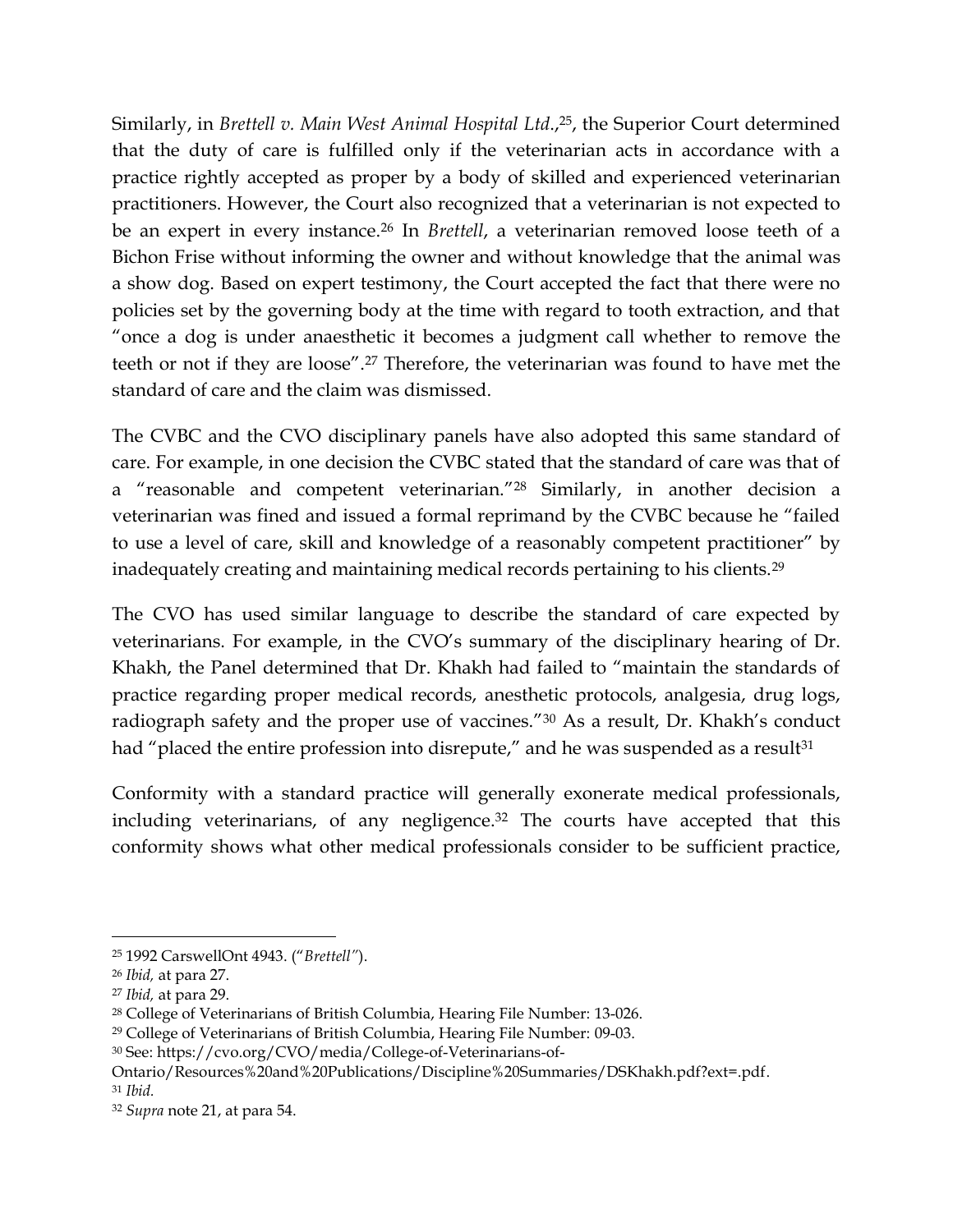Similarly, in *Brettell v. Main West Animal Hospital Ltd.*,[25], the Superior Court determined that the duty of care is fulfilled only if the veterinarian acts in accordance with a practice rightly accepted as proper by a body of skilled and experienced veterinarian practitioners. However, the Court also recognized that a veterinarian is not expected to be an expert in every instance.[26] In *Brettell*, a veterinarian removed loose teeth of a Bichon Frise without informing the owner and without knowledge that the animal was a show dog. Based on expert testimony, the Court accepted the fact that there were no policies set by the governing body at the time with regard to tooth extraction, and that "once a dog is under anaesthetic it becomes a judgment call whether to remove the teeth or not if they are loose".[27] Therefore, the veterinarian was found to have met the standard of care and the claim was dismissed.

The CVBC and the CVO disciplinary panels have also adopted this same standard of care. For example, in one decision the CVBC stated that the standard of care was that of a "reasonable and competent veterinarian."[28] Similarly, in another decision a veterinarian was fined and issued a formal reprimand by the CVBC because he "failed to use a level of care, skill and knowledge of a reasonably competent practitioner" by inadequately creating and maintaining medical records pertaining to his clients.[29]

The CVO has used similar language to describe the standard of care expected by veterinarians. For example, in the CVO's summary of the disciplinary hearing of Dr. Khakh, the Panel determined that Dr. Khakh had failed to "maintain the standards of practice regarding proper medical records, anesthetic protocols, analgesia, drug logs, radiograph safety and the proper use of vaccines."[30] As a result, Dr. Khakh's conduct had "placed the entire profession into disrepute," and he was suspended as a result[31]

Conformity with a standard practice will generally exonerate medical professionals, including veterinarians, of any negligence.[32] The courts have accepted that this conformity shows what other medical professionals consider to be sufficient practice,

---

[25] 1992 CarswellOnt 4943. ("*Brettell"*).

[26] *Ibid,* at para 27.

[27] *Ibid,* at para 29.

[28] College of Veterinarians of British Columbia, Hearing File Number: 13-026.

[29] College of Veterinarians of British Columbia, Hearing File Number: 09-03.

[30] See: https://cvo.org/CVO/media/College-of-Veterinarians-of-Ontario/Resources%20and%20Publications/Discipline%20Summaries/DSKhakh.pdf?ext=.pdf.

[31] *Ibid.*

[32] *Supra* note 21, at para 54.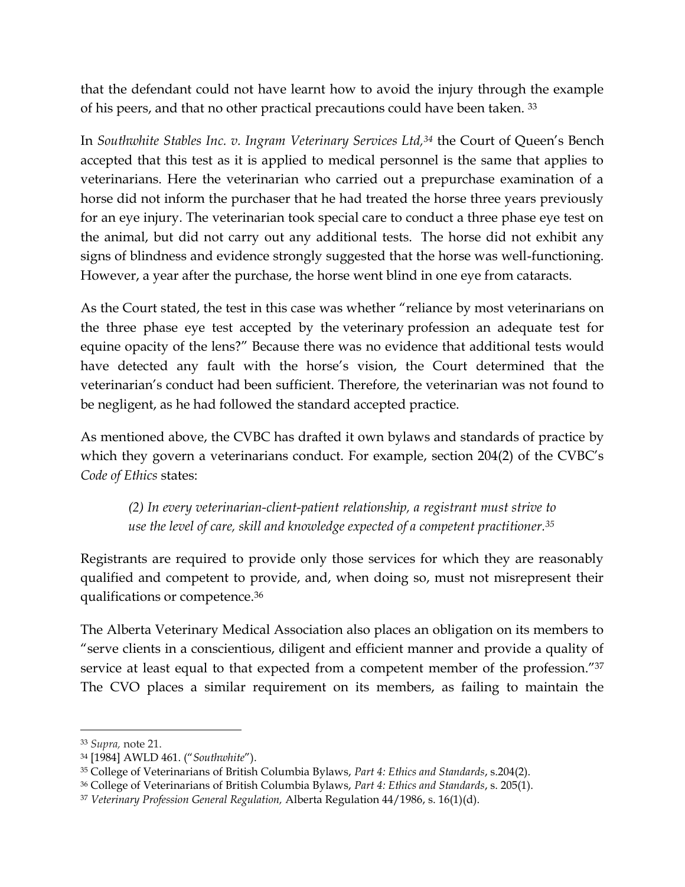that the defendant could not have learnt how to avoid the injury through the example of his peers, and that no other practical precautions could have been taken. [33]

In *Southwhite Stables Inc. v. Ingram Veterinary Services Ltd,*[34] the Court of Queen's Bench accepted that this test as it is applied to medical personnel is the same that applies to veterinarians. Here the veterinarian who carried out a prepurchase examination of a horse did not inform the purchaser that he had treated the horse three years previously for an eye injury. The veterinarian took special care to conduct a three phase eye test on the animal, but did not carry out any additional tests. The horse did not exhibit any signs of blindness and evidence strongly suggested that the horse was well-functioning. However, a year after the purchase, the horse went blind in one eye from cataracts.

As the Court stated, the test in this case was whether "reliance by most veterinarians on the three phase eye test accepted by the veterinary profession an adequate test for equine opacity of the lens?" Because there was no evidence that additional tests would have detected any fault with the horse's vision, the Court determined that the veterinarian's conduct had been sufficient. Therefore, the veterinarian was not found to be negligent, as he had followed the standard accepted practice.

As mentioned above, the CVBC has drafted it own bylaws and standards of practice by which they govern a veterinarians conduct. For example, section 204(2) of the CVBC's *Code of Ethics* states:

> *(2) In every veterinarian-client-patient relationship, a registrant must strive to use the level of care, skill and knowledge expected of a competent practitioner.*[35]

Registrants are required to provide only those services for which they are reasonably qualified and competent to provide, and, when doing so, must not misrepresent their qualifications or competence.[36]

The Alberta Veterinary Medical Association also places an obligation on its members to "serve clients in a conscientious, diligent and efficient manner and provide a quality of service at least equal to that expected from a competent member of the profession."[37] The CVO places a similar requirement on its members, as failing to maintain the

---

[33] *Supra,* note 21.

[34] [1984] AWLD 461. ("*Southwhite*").

[35] College of Veterinarians of British Columbia Bylaws, *Part 4: Ethics and Standards*, s.204(2).

[36] College of Veterinarians of British Columbia Bylaws, *Part 4: Ethics and Standards*, s. 205(1).

[37] *Veterinary Profession General Regulation,* Alberta Regulation 44/1986, s. 16(1)(d).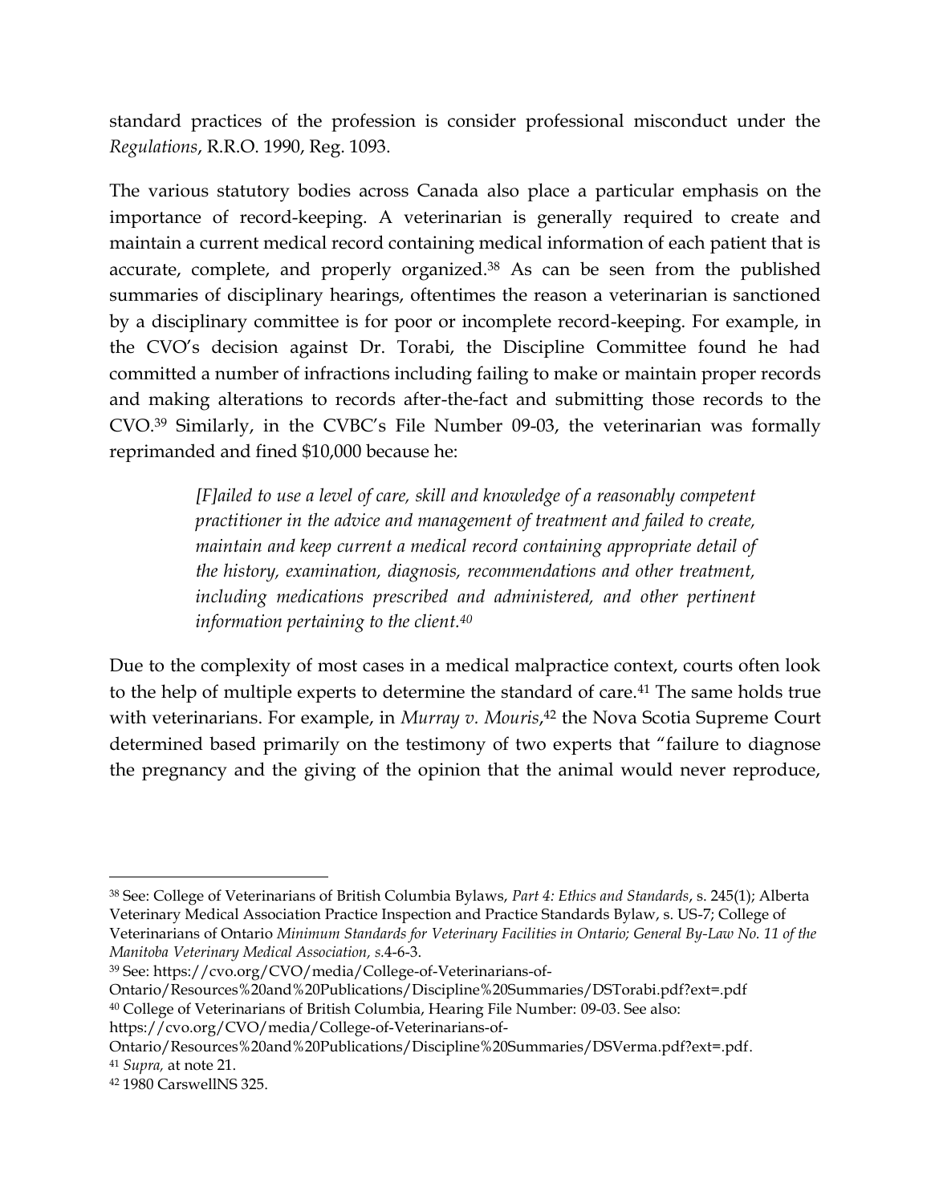standard practices of the profession is consider professional misconduct under the *Regulations*, R.R.O. 1990, Reg. 1093.

The various statutory bodies across Canada also place a particular emphasis on the importance of record-keeping. A veterinarian is generally required to create and maintain a current medical record containing medical information of each patient that is accurate, complete, and properly organized.[38] As can be seen from the published summaries of disciplinary hearings, oftentimes the reason a veterinarian is sanctioned by a disciplinary committee is for poor or incomplete record-keeping. For example, in the CVO's decision against Dr. Torabi, the Discipline Committee found he had committed a number of infractions including failing to make or maintain proper records and making alterations to records after-the-fact and submitting those records to the CVO.[39] Similarly, in the CVBC's File Number 09-03, the veterinarian was formally reprimanded and fined $10,000 because he:

> *[F]ailed to use a level of care, skill and knowledge of a reasonably competent practitioner in the advice and management of treatment and failed to create, maintain and keep current a medical record containing appropriate detail of the history, examination, diagnosis, recommendations and other treatment, including medications prescribed and administered, and other pertinent information pertaining to the client.*[40]

Due to the complexity of most cases in a medical malpractice context, courts often look to the help of multiple experts to determine the standard of care.[41] The same holds true with veterinarians. For example, in *Murray v. Mouris*,[42] the Nova Scotia Supreme Court determined based primarily on the testimony of two experts that "failure to diagnose the pregnancy and the giving of the opinion that the animal would never reproduce,

---

[38] See: College of Veterinarians of British Columbia Bylaws, *Part 4: Ethics and Standards*, s. 245(1); Alberta Veterinary Medical Association Practice Inspection and Practice Standards Bylaw, s. US-7; College of Veterinarians of Ontario *Minimum Standards for Veterinary Facilities in Ontario; General By-Law No. 11 of the Manitoba Veterinary Medical Association, s.*4-6-3.

[39] See: https://cvo.org/CVO/media/College-of-Veterinarians-of-Ontario/Resources%20and%20Publications/Discipline%20Summaries/DSTorabi.pdf?ext=.pdf

[40] College of Veterinarians of British Columbia, Hearing File Number: 09-03. See also: https://cvo.org/CVO/media/College-of-Veterinarians-of-Ontario/Resources%20and%20Publications/Discipline%20Summaries/DSVerma.pdf?ext=.pdf.

[41] *Supra,* at note 21.

[42] 1980 CarswellNS 325.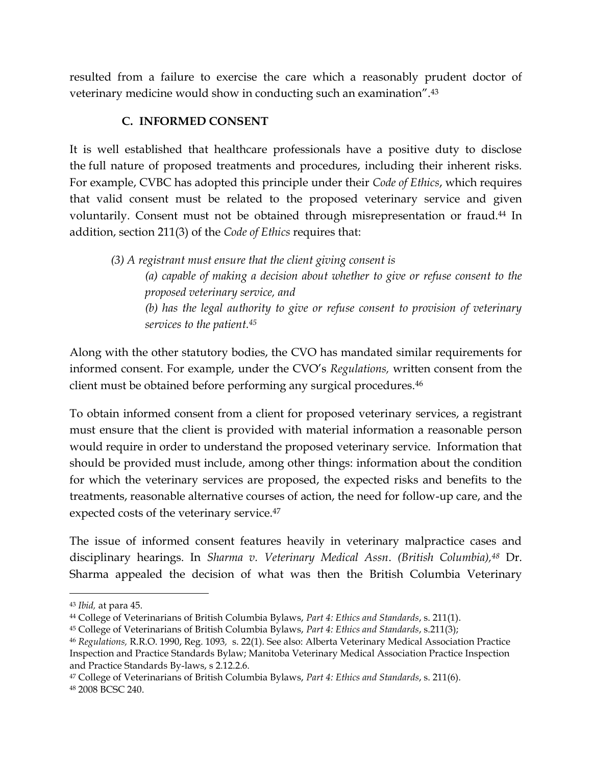resulted from a failure to exercise the care which a reasonably prudent doctor of veterinary medicine would show in conducting such an examination".[43]

### C. INFORMED CONSENT

It is well established that healthcare professionals have a positive duty to disclose the full nature of proposed treatments and procedures, including their inherent risks. For example, CVBC has adopted this principle under their *Code of Ethics*, which requires that valid consent must be related to the proposed veterinary service and given voluntarily. Consent must not be obtained through misrepresentation or fraud.[44] In addition, section 211(3) of the *Code of Ethics* requires that:

> *(3) A registrant must ensure that the client giving consent is*
>
> *(a) capable of making a decision about whether to give or refuse consent to the proposed veterinary service, and*
>
> *(b) has the legal authority to give or refuse consent to provision of veterinary services to the patient.*[45]

Along with the other statutory bodies, the CVO has mandated similar requirements for informed consent. For example, under the CVO's *Regulations,* written consent from the client must be obtained before performing any surgical procedures.[46]

To obtain informed consent from a client for proposed veterinary services, a registrant must ensure that the client is provided with material information a reasonable person would require in order to understand the proposed veterinary service. Information that should be provided must include, among other things: information about the condition for which the veterinary services are proposed, the expected risks and benefits to the treatments, reasonable alternative courses of action, the need for follow-up care, and the expected costs of the veterinary service.[47]

The issue of informed consent features heavily in veterinary malpractice cases and disciplinary hearings. In *Sharma v. Veterinary Medical Assn. (British Columbia),*[48] Dr. Sharma appealed the decision of what was then the British Columbia Veterinary

---

[43] *Ibid,* at para 45.

[44] College of Veterinarians of British Columbia Bylaws, *Part 4: Ethics and Standards*, s. 211(1).

[45] College of Veterinarians of British Columbia Bylaws, *Part 4: Ethics and Standards*, s.211(3);

[46] *Regulations,* R.R.O. 1990, Reg. 1093, s. 22(1). See also: Alberta Veterinary Medical Association Practice Inspection and Practice Standards Bylaw; Manitoba Veterinary Medical Association Practice Inspection and Practice Standards By-laws, s 2.12.2.6.

[47] College of Veterinarians of British Columbia Bylaws, *Part 4: Ethics and Standards*, s. 211(6).

[48] 2008 BCSC 240.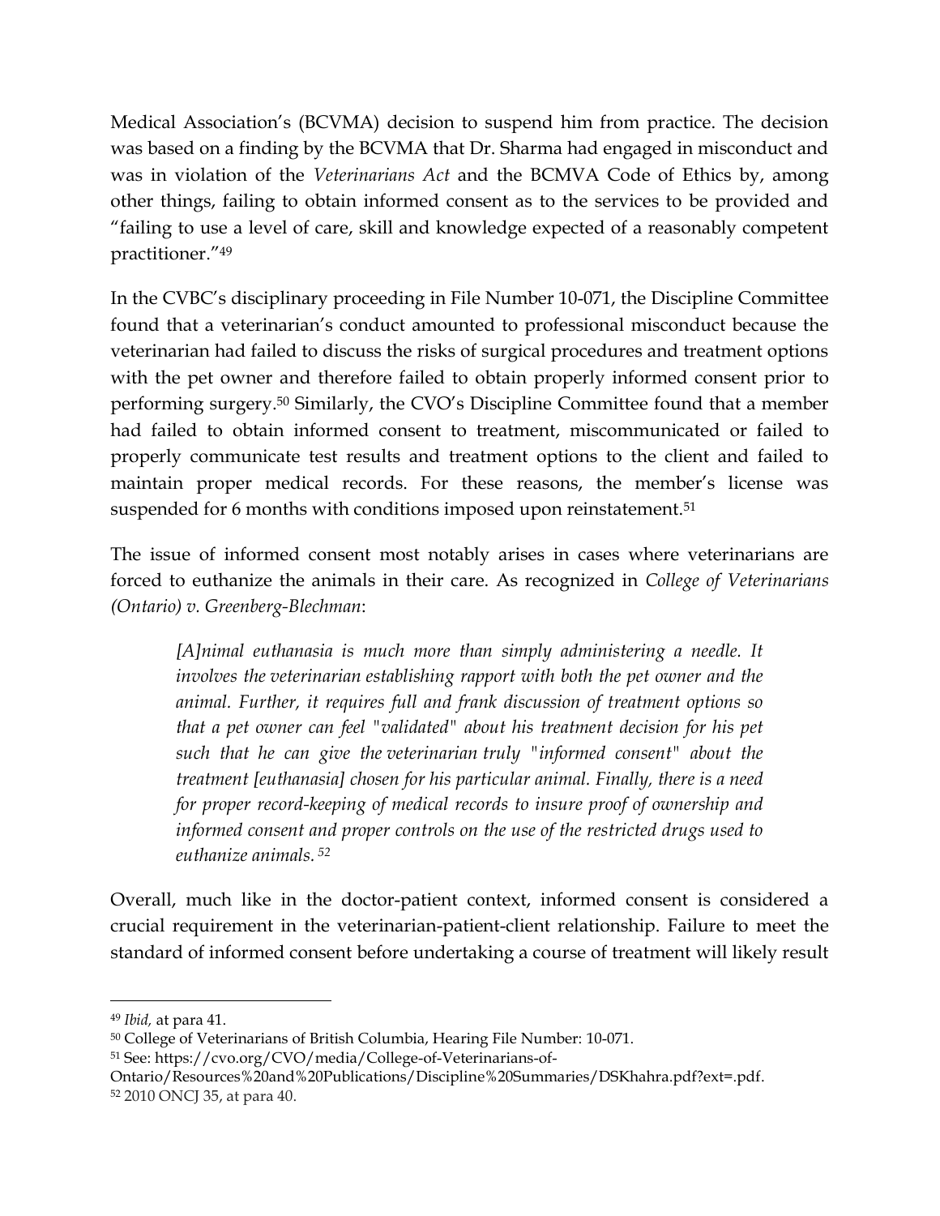Medical Association's (BCVMA) decision to suspend him from practice. The decision was based on a finding by the BCVMA that Dr. Sharma had engaged in misconduct and was in violation of the *Veterinarians Act* and the BCMVA Code of Ethics by, among other things, failing to obtain informed consent as to the services to be provided and "failing to use a level of care, skill and knowledge expected of a reasonably competent practitioner."[49]

In the CVBC's disciplinary proceeding in File Number 10-071, the Discipline Committee found that a veterinarian's conduct amounted to professional misconduct because the veterinarian had failed to discuss the risks of surgical procedures and treatment options with the pet owner and therefore failed to obtain properly informed consent prior to performing surgery.[50] Similarly, the CVO's Discipline Committee found that a member had failed to obtain informed consent to treatment, miscommunicated or failed to properly communicate test results and treatment options to the client and failed to maintain proper medical records. For these reasons, the member's license was suspended for 6 months with conditions imposed upon reinstatement.[51]

The issue of informed consent most notably arises in cases where veterinarians are forced to euthanize the animals in their care. As recognized in *College of Veterinarians (Ontario) v. Greenberg-Blechman*:

> *[A]nimal euthanasia is much more than simply administering a needle. It involves the veterinarian establishing rapport with both the pet owner and the animal. Further, it requires full and frank discussion of treatment options so that a pet owner can feel "validated" about his treatment decision for his pet such that he can give the veterinarian truly "informed consent" about the treatment [euthanasia] chosen for his particular animal. Finally, there is a need for proper record-keeping of medical records to insure proof of ownership and informed consent and proper controls on the use of the restricted drugs used to euthanize animals.* [52]

Overall, much like in the doctor-patient context, informed consent is considered a crucial requirement in the veterinarian-patient-client relationship. Failure to meet the standard of informed consent before undertaking a course of treatment will likely result

---

[49] *Ibid,* at para 41.

[50] College of Veterinarians of British Columbia, Hearing File Number: 10-071.

[51] See: https://cvo.org/CVO/media/College-of-Veterinarians-of-Ontario/Resources%20and%20Publications/Discipline%20Summaries/DSKhahra.pdf?ext=.pdf.

[52] 2010 ONCJ 35, at para 40.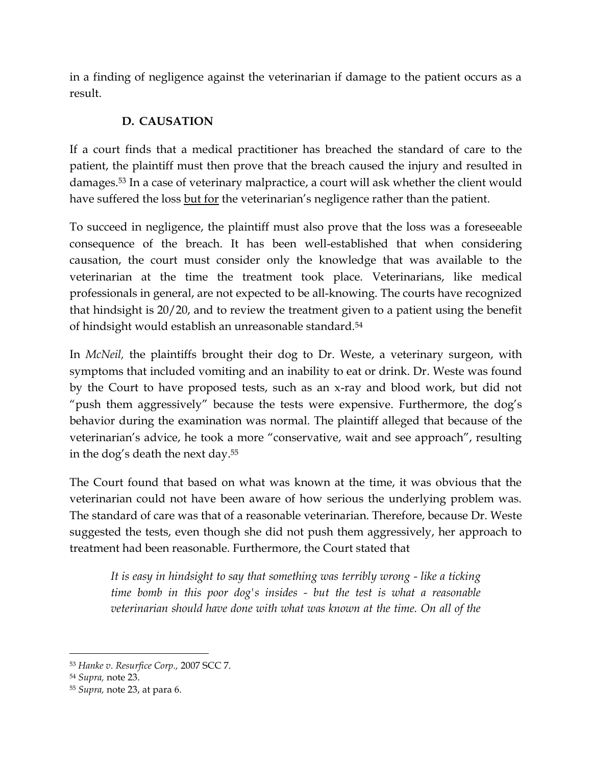in a finding of negligence against the veterinarian if damage to the patient occurs as a result.

### D. CAUSATION

If a court finds that a medical practitioner has breached the standard of care to the patient, the plaintiff must then prove that the breach caused the injury and resulted in damages.[53] In a case of veterinary malpractice, a court will ask whether the client would have suffered the loss <u>but for</u> the veterinarian's negligence rather than the patient.

To succeed in negligence, the plaintiff must also prove that the loss was a foreseeable consequence of the breach. It has been well-established that when considering causation, the court must consider only the knowledge that was available to the veterinarian at the time the treatment took place. Veterinarians, like medical professionals in general, are not expected to be all-knowing. The courts have recognized that hindsight is 20/20, and to review the treatment given to a patient using the benefit of hindsight would establish an unreasonable standard.[54]

In *McNeil*, the plaintiffs brought their dog to Dr. Weste, a veterinary surgeon, with symptoms that included vomiting and an inability to eat or drink. Dr. Weste was found by the Court to have proposed tests, such as an x-ray and blood work, but did not "push them aggressively" because the tests were expensive. Furthermore, the dog's behavior during the examination was normal. The plaintiff alleged that because of the veterinarian's advice, he took a more "conservative, wait and see approach", resulting in the dog's death the next day.[55]

The Court found that based on what was known at the time, it was obvious that the veterinarian could not have been aware of how serious the underlying problem was. The standard of care was that of a reasonable veterinarian. Therefore, because Dr. Weste suggested the tests, even though she did not push them aggressively, her approach to treatment had been reasonable. Furthermore, the Court stated that

> *It is easy in hindsight to say that something was terribly wrong - like a ticking time bomb in this poor dog's insides - but the test is what a reasonable veterinarian should have done with what was known at the time. On all of the*

---

[53] *Hanke v. Resurfice Corp.,* 2007 SCC 7.

[54] *Supra,* note 23.

[55] *Supra,* note 23, at para 6.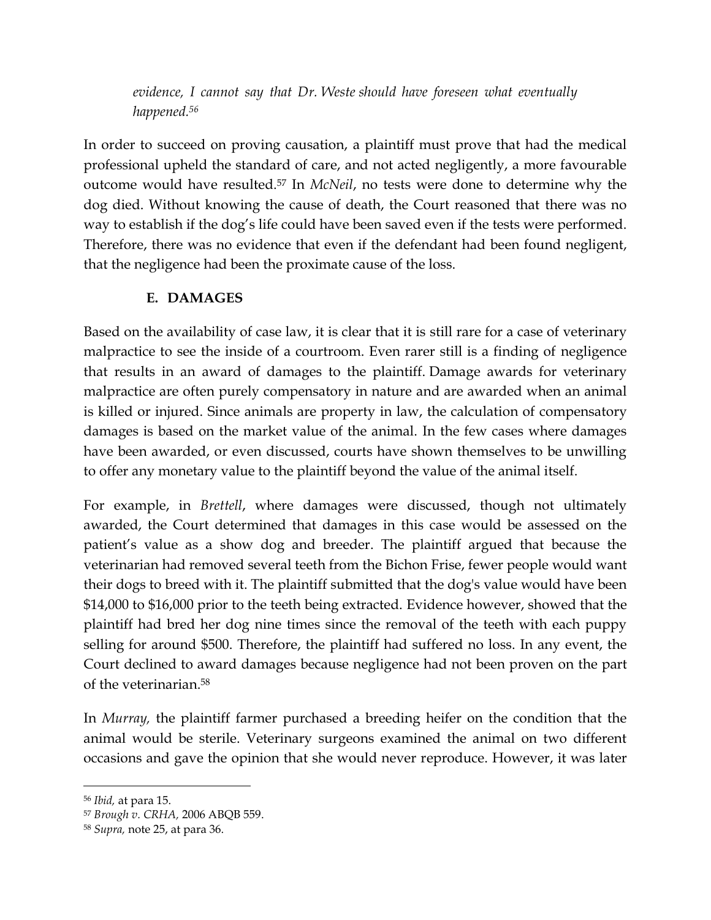> *evidence, I cannot say that Dr. Weste should have foreseen what eventually happened.*[56]

In order to succeed on proving causation, a plaintiff must prove that had the medical professional upheld the standard of care, and not acted negligently, a more favourable outcome would have resulted.[57] In *McNeil*, no tests were done to determine why the dog died. Without knowing the cause of death, the Court reasoned that there was no way to establish if the dog's life could have been saved even if the tests were performed. Therefore, there was no evidence that even if the defendant had been found negligent, that the negligence had been the proximate cause of the loss.

### E. DAMAGES

Based on the availability of case law, it is clear that it is still rare for a case of veterinary malpractice to see the inside of a courtroom. Even rarer still is a finding of negligence that results in an award of damages to the plaintiff. Damage awards for veterinary malpractice are often purely compensatory in nature and are awarded when an animal is killed or injured. Since animals are property in law, the calculation of compensatory damages is based on the market value of the animal. In the few cases where damages have been awarded, or even discussed, courts have shown themselves to be unwilling to offer any monetary value to the plaintiff beyond the value of the animal itself.

For example, in *Brettell*, where damages were discussed, though not ultimately awarded, the Court determined that damages in this case would be assessed on the patient's value as a show dog and breeder. The plaintiff argued that because the veterinarian had removed several teeth from the Bichon Frise, fewer people would want their dogs to breed with it. The plaintiff submitted that the dog's value would have been $14,000 to $16,000 prior to the teeth being extracted. Evidence however, showed that the plaintiff had bred her dog nine times since the removal of the teeth with each puppy selling for around $500. Therefore, the plaintiff had suffered no loss. In any event, the Court declined to award damages because negligence had not been proven on the part of the veterinarian.[58]

In *Murray*, the plaintiff farmer purchased a breeding heifer on the condition that the animal would be sterile. Veterinary surgeons examined the animal on two different occasions and gave the opinion that she would never reproduce. However, it was later

---

[56] *Ibid*, at para 15.

[57] *Brough v. CRHA*, 2006 ABQB 559.

[58] *Supra*, note 25, at para 36.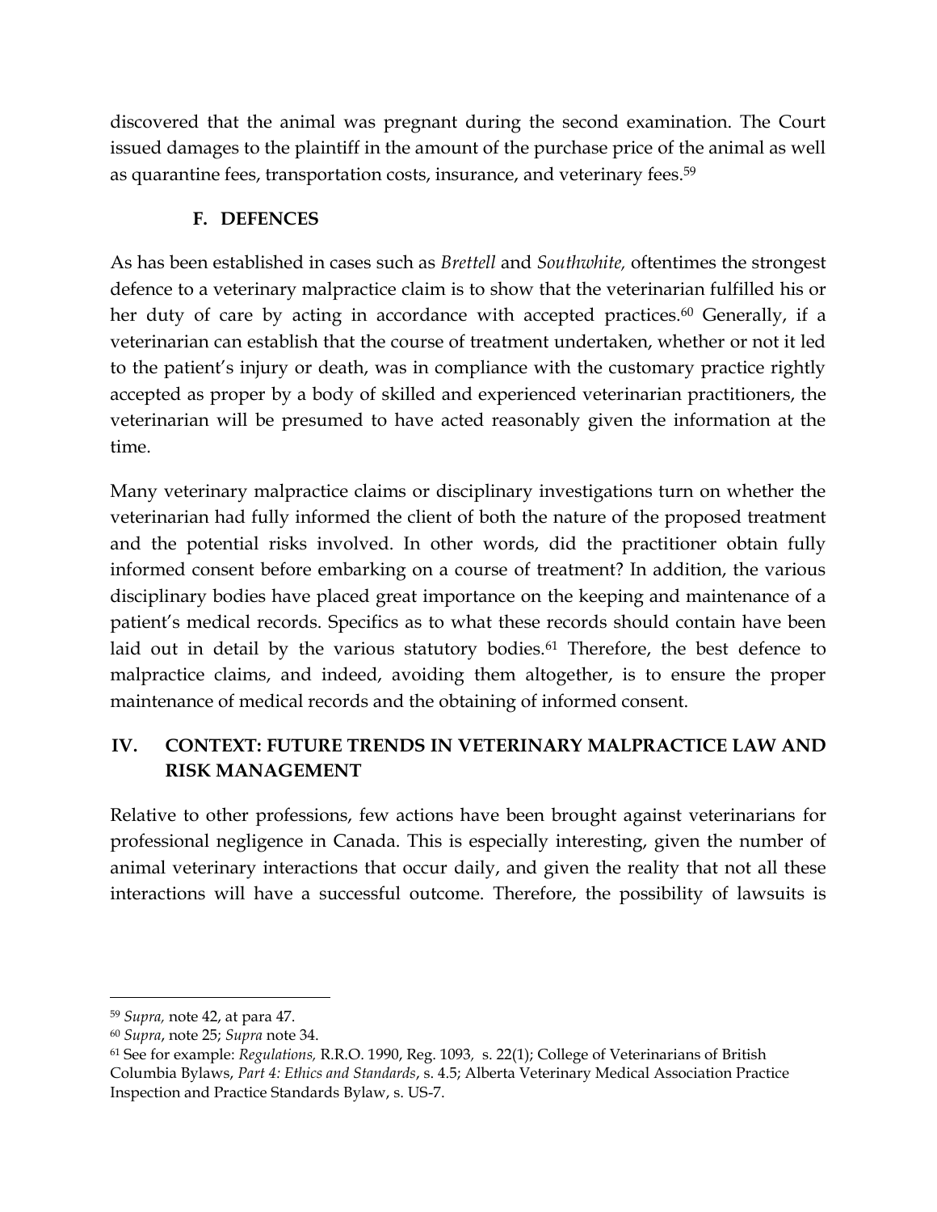discovered that the animal was pregnant during the second examination. The Court issued damages to the plaintiff in the amount of the purchase price of the animal as well as quarantine fees, transportation costs, insurance, and veterinary fees.[59]

### F. DEFENCES

As has been established in cases such as *Brettell* and *Southwhite,* oftentimes the strongest defence to a veterinary malpractice claim is to show that the veterinarian fulfilled his or her duty of care by acting in accordance with accepted practices.[60] Generally, if a veterinarian can establish that the course of treatment undertaken, whether or not it led to the patient's injury or death, was in compliance with the customary practice rightly accepted as proper by a body of skilled and experienced veterinarian practitioners, the veterinarian will be presumed to have acted reasonably given the information at the time.

Many veterinary malpractice claims or disciplinary investigations turn on whether the veterinarian had fully informed the client of both the nature of the proposed treatment and the potential risks involved. In other words, did the practitioner obtain fully informed consent before embarking on a course of treatment? In addition, the various disciplinary bodies have placed great importance on the keeping and maintenance of a patient's medical records. Specifics as to what these records should contain have been laid out in detail by the various statutory bodies.[61] Therefore, the best defence to malpractice claims, and indeed, avoiding them altogether, is to ensure the proper maintenance of medical records and the obtaining of informed consent.

## IV. CONTEXT: FUTURE TRENDS IN VETERINARY MALPRACTICE LAW AND RISK MANAGEMENT

Relative to other professions, few actions have been brought against veterinarians for professional negligence in Canada. This is especially interesting, given the number of animal veterinary interactions that occur daily, and given the reality that not all these interactions will have a successful outcome. Therefore, the possibility of lawsuits is

---

[59] *Supra,* note 42, at para 47.

[60] *Supra*, note 25; *Supra* note 34.

[61] See for example: *Regulations,* R.R.O. 1990, Reg. 1093, s. 22(1); College of Veterinarians of British Columbia Bylaws, *Part 4: Ethics and Standards*, s. 4.5; Alberta Veterinary Medical Association Practice Inspection and Practice Standards Bylaw, s. US-7.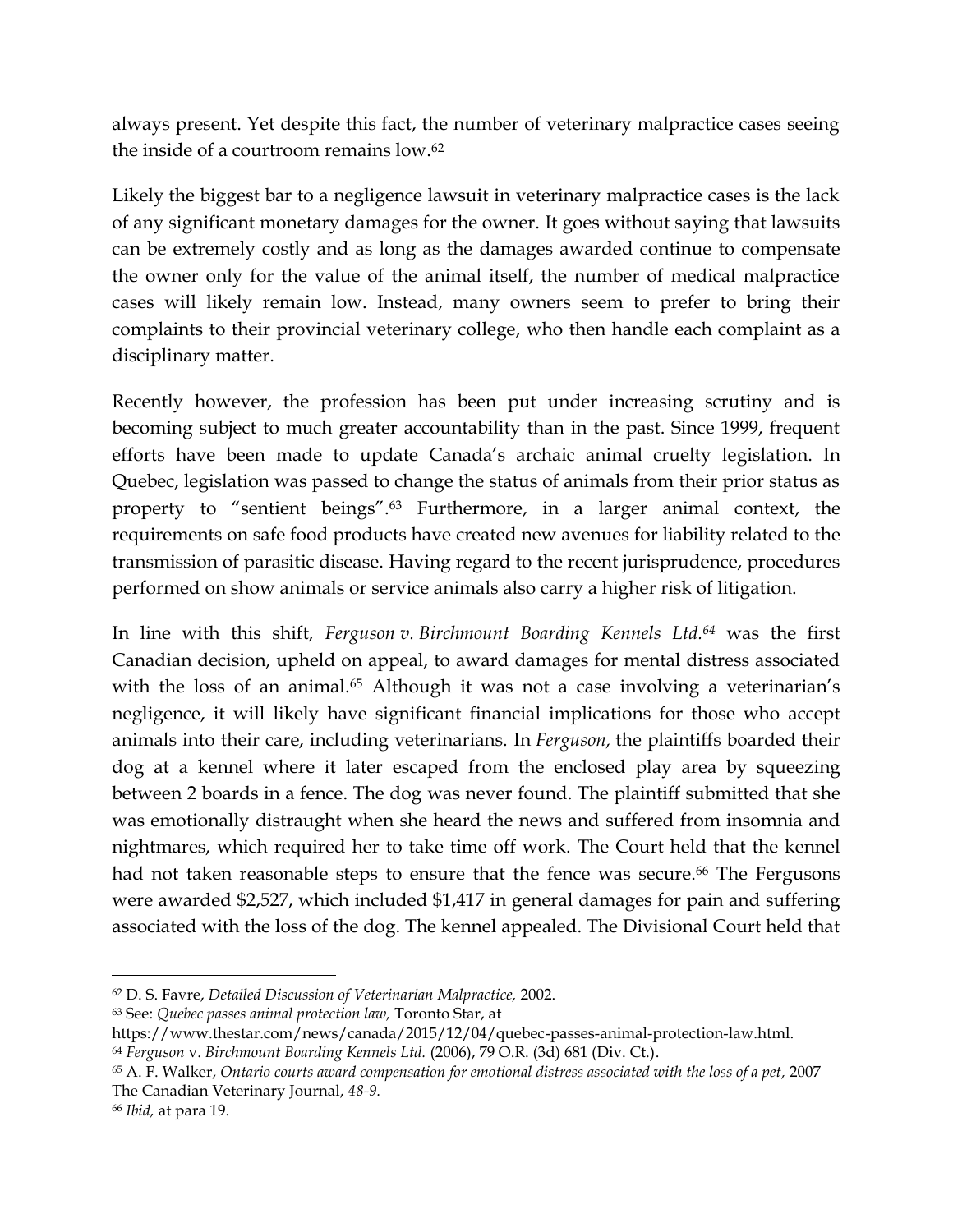always present. Yet despite this fact, the number of veterinary malpractice cases seeing the inside of a courtroom remains low.[62]

Likely the biggest bar to a negligence lawsuit in veterinary malpractice cases is the lack of any significant monetary damages for the owner. It goes without saying that lawsuits can be extremely costly and as long as the damages awarded continue to compensate the owner only for the value of the animal itself, the number of medical malpractice cases will likely remain low. Instead, many owners seem to prefer to bring their complaints to their provincial veterinary college, who then handle each complaint as a disciplinary matter.

Recently however, the profession has been put under increasing scrutiny and is becoming subject to much greater accountability than in the past. Since 1999, frequent efforts have been made to update Canada's archaic animal cruelty legislation. In Quebec, legislation was passed to change the status of animals from their prior status as property to "sentient beings".[63] Furthermore, in a larger animal context, the requirements on safe food products have created new avenues for liability related to the transmission of parasitic disease. Having regard to the recent jurisprudence, procedures performed on show animals or service animals also carry a higher risk of litigation.

In line with this shift, *Ferguson v. Birchmount Boarding Kennels Ltd.*[64] was the first Canadian decision, upheld on appeal, to award damages for mental distress associated with the loss of an animal.[65] Although it was not a case involving a veterinarian's negligence, it will likely have significant financial implications for those who accept animals into their care, including veterinarians. In *Ferguson,* the plaintiffs boarded their dog at a kennel where it later escaped from the enclosed play area by squeezing between 2 boards in a fence. The dog was never found. The plaintiff submitted that she was emotionally distraught when she heard the news and suffered from insomnia and nightmares, which required her to take time off work. The Court held that the kennel had not taken reasonable steps to ensure that the fence was secure.[66] The Fergusons were awarded $2,527, which included $1,417 in general damages for pain and suffering associated with the loss of the dog. The kennel appealed. The Divisional Court held that

---

[62] D. S. Favre, *Detailed Discussion of Veterinarian Malpractice,* 2002.

[63] See: *Quebec passes animal protection law,* Toronto Star, at https://www.thestar.com/news/canada/2015/12/04/quebec-passes-animal-protection-law.html.

[64] *Ferguson* v. *Birchmount Boarding Kennels Ltd.* (2006), 79 O.R. (3d) 681 (Div. Ct.).

[65] A. F. Walker, *Ontario courts award compensation for emotional distress associated with the loss of a pet,* 2007 The Canadian Veterinary Journal, *48-9.*

[66] *Ibid,* at para 19.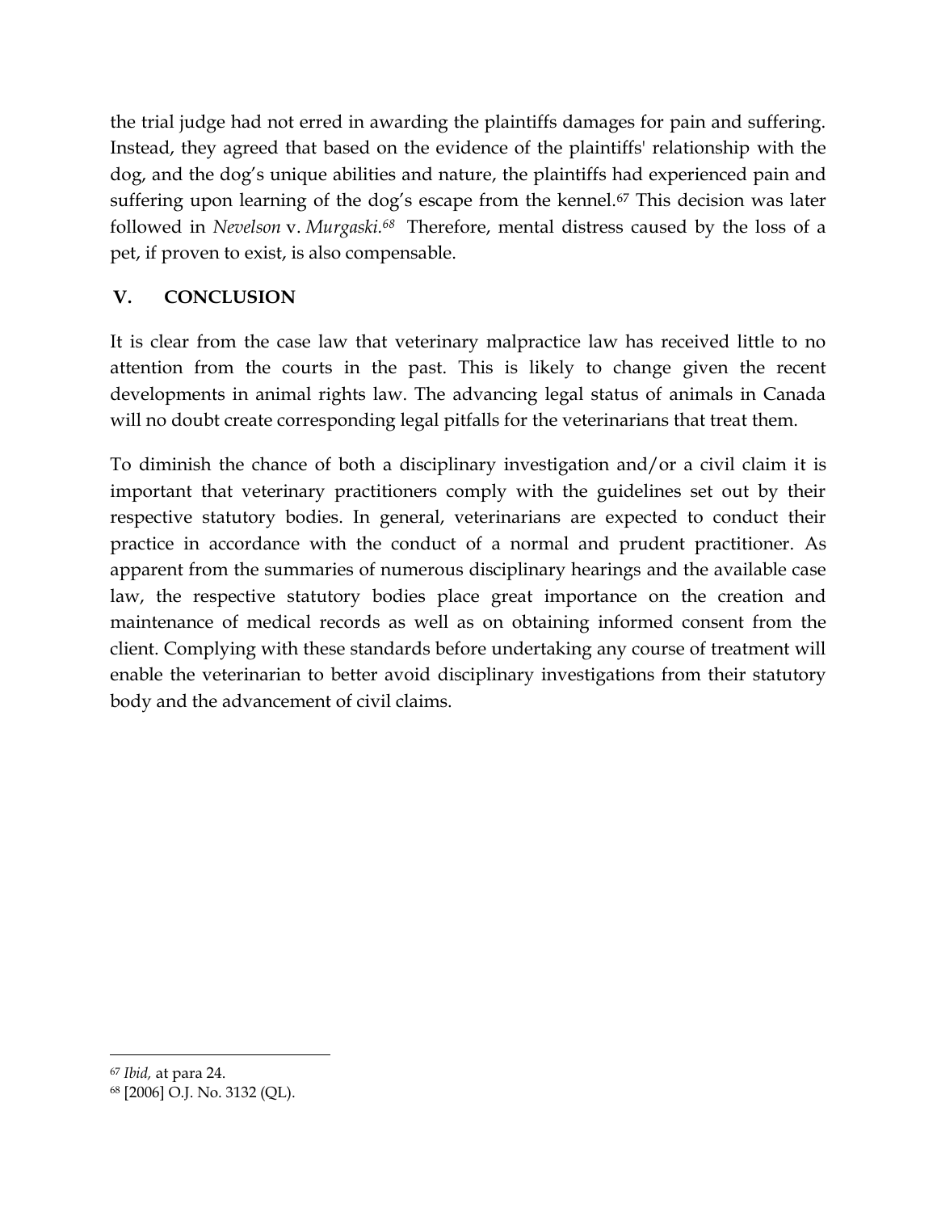the trial judge had not erred in awarding the plaintiffs damages for pain and suffering. Instead, they agreed that based on the evidence of the plaintiffs' relationship with the dog, and the dog's unique abilities and nature, the plaintiffs had experienced pain and suffering upon learning of the dog's escape from the kennel.[67] This decision was later followed in *Nevelson* v. *Murgaski.*[68] Therefore, mental distress caused by the loss of a pet, if proven to exist, is also compensable.

## V. CONCLUSION

It is clear from the case law that veterinary malpractice law has received little to no attention from the courts in the past. This is likely to change given the recent developments in animal rights law. The advancing legal status of animals in Canada will no doubt create corresponding legal pitfalls for the veterinarians that treat them.

To diminish the chance of both a disciplinary investigation and/or a civil claim it is important that veterinary practitioners comply with the guidelines set out by their respective statutory bodies. In general, veterinarians are expected to conduct their practice in accordance with the conduct of a normal and prudent practitioner. As apparent from the summaries of numerous disciplinary hearings and the available case law, the respective statutory bodies place great importance on the creation and maintenance of medical records as well as on obtaining informed consent from the client. Complying with these standards before undertaking any course of treatment will enable the veterinarian to better avoid disciplinary investigations from their statutory body and the advancement of civil claims.

---

[67] *Ibid,* at para 24.

[68] [2006] O.J. No. 3132 (QL).